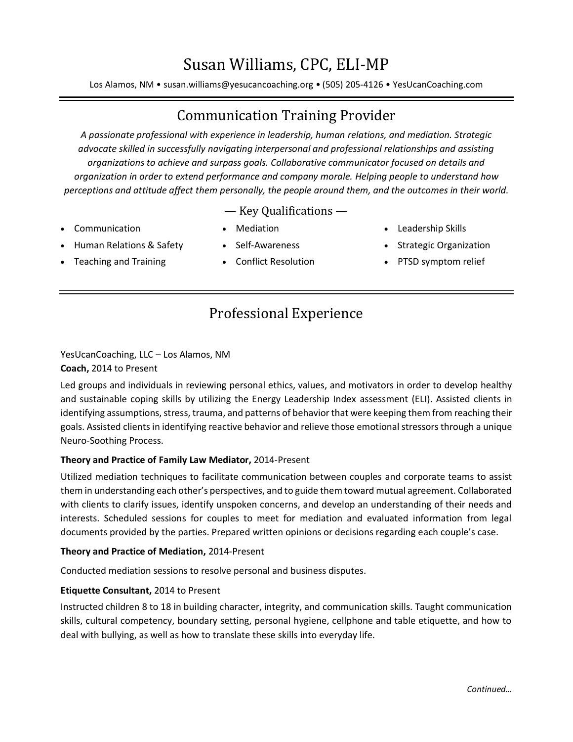# Susan Williams, CPC, ELI-MP

Los Alamos, NM • susan.williams@yesucancoaching.org • (505) 205-4126 • YesUcanCoaching.com

## Communication Training Provider

*A passionate professional with experience in leadership, human relations, and mediation. Strategic advocate skilled in successfully navigating interpersonal and professional relationships and assisting organizations to achieve and surpass goals. Collaborative communicator focused on details and organization in order to extend performance and company morale. Helping people to understand how perceptions and attitude affect them personally, the people around them, and the outcomes in their world.*

### — Key Qualifications —

- Communication
- Human Relations & Safety
- Teaching and Training
- Mediation
- Self-Awareness
- Conflict Resolution
- Leadership Skills
- Strategic Organization
- PTSD symptom relief

## Professional Experience

YesUcanCoaching, LLC – Los Alamos, NM
**Coach,** 2014 to Present

Led groups and individuals in reviewing personal ethics, values, and motivators in order to develop healthy and sustainable coping skills by utilizing the Energy Leadership Index assessment (ELI). Assisted clients in identifying assumptions, stress, trauma, and patterns of behavior that were keeping them from reaching their goals. Assisted clients in identifying reactive behavior and relieve those emotional stressors through a unique Neuro-Soothing Process.

**Theory and Practice of Family Law Mediator,** 2014-Present

Utilized mediation techniques to facilitate communication between couples and corporate teams to assist them in understanding each other's perspectives, and to guide them toward mutual agreement. Collaborated with clients to clarify issues, identify unspoken concerns, and develop an understanding of their needs and interests. Scheduled sessions for couples to meet for mediation and evaluated information from legal documents provided by the parties. Prepared written opinions or decisions regarding each couple's case.

**Theory and Practice of Mediation,** 2014-Present

Conducted mediation sessions to resolve personal and business disputes.

**Etiquette Consultant,** 2014 to Present

Instructed children 8 to 18 in building character, integrity, and communication skills. Taught communication skills, cultural competency, boundary setting, personal hygiene, cellphone and table etiquette, and how to deal with bullying, as well as how to translate these skills into everyday life.

*Continued…*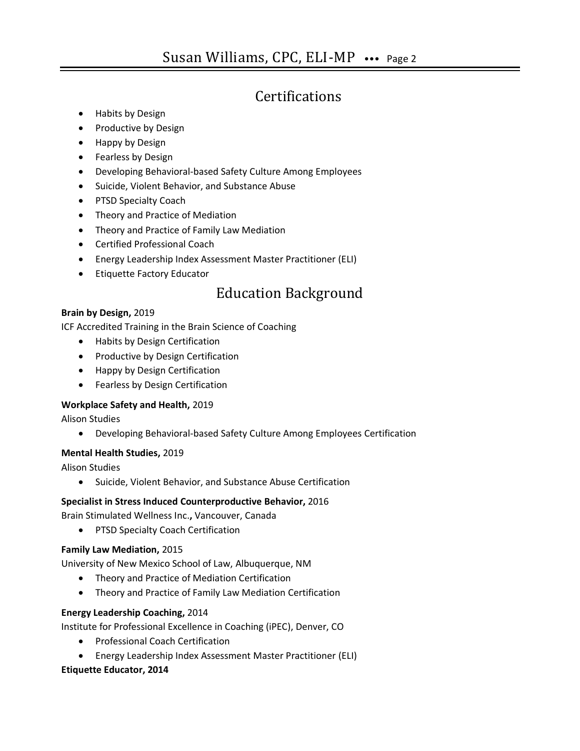## Certifications

- Habits by Design
- Productive by Design
- Happy by Design
- Fearless by Design
- Developing Behavioral-based Safety Culture Among Employees
- Suicide, Violent Behavior, and Substance Abuse
- PTSD Specialty Coach
- Theory and Practice of Mediation
- Theory and Practice of Family Law Mediation
- Certified Professional Coach
- Energy Leadership Index Assessment Master Practitioner (ELI)
- Etiquette Factory Educator

## Education Background

**Brain by Design,** 2019

ICF Accredited Training in the Brain Science of Coaching

- Habits by Design Certification
- Productive by Design Certification
- Happy by Design Certification
- Fearless by Design Certification

**Workplace Safety and Health,** 2019

Alison Studies

- Developing Behavioral-based Safety Culture Among Employees Certification

**Mental Health Studies,** 2019

Alison Studies

- Suicide, Violent Behavior, and Substance Abuse Certification

**Specialist in Stress Induced Counterproductive Behavior,** 2016

Brain Stimulated Wellness Inc.**,** Vancouver, Canada

- PTSD Specialty Coach Certification

**Family Law Mediation,** 2015

University of New Mexico School of Law, Albuquerque, NM

- Theory and Practice of Mediation Certification
- Theory and Practice of Family Law Mediation Certification

**Energy Leadership Coaching,** 2014

Institute for Professional Excellence in Coaching (iPEC), Denver, CO

- Professional Coach Certification
- Energy Leadership Index Assessment Master Practitioner (ELI)

**Etiquette Educator, 2014**